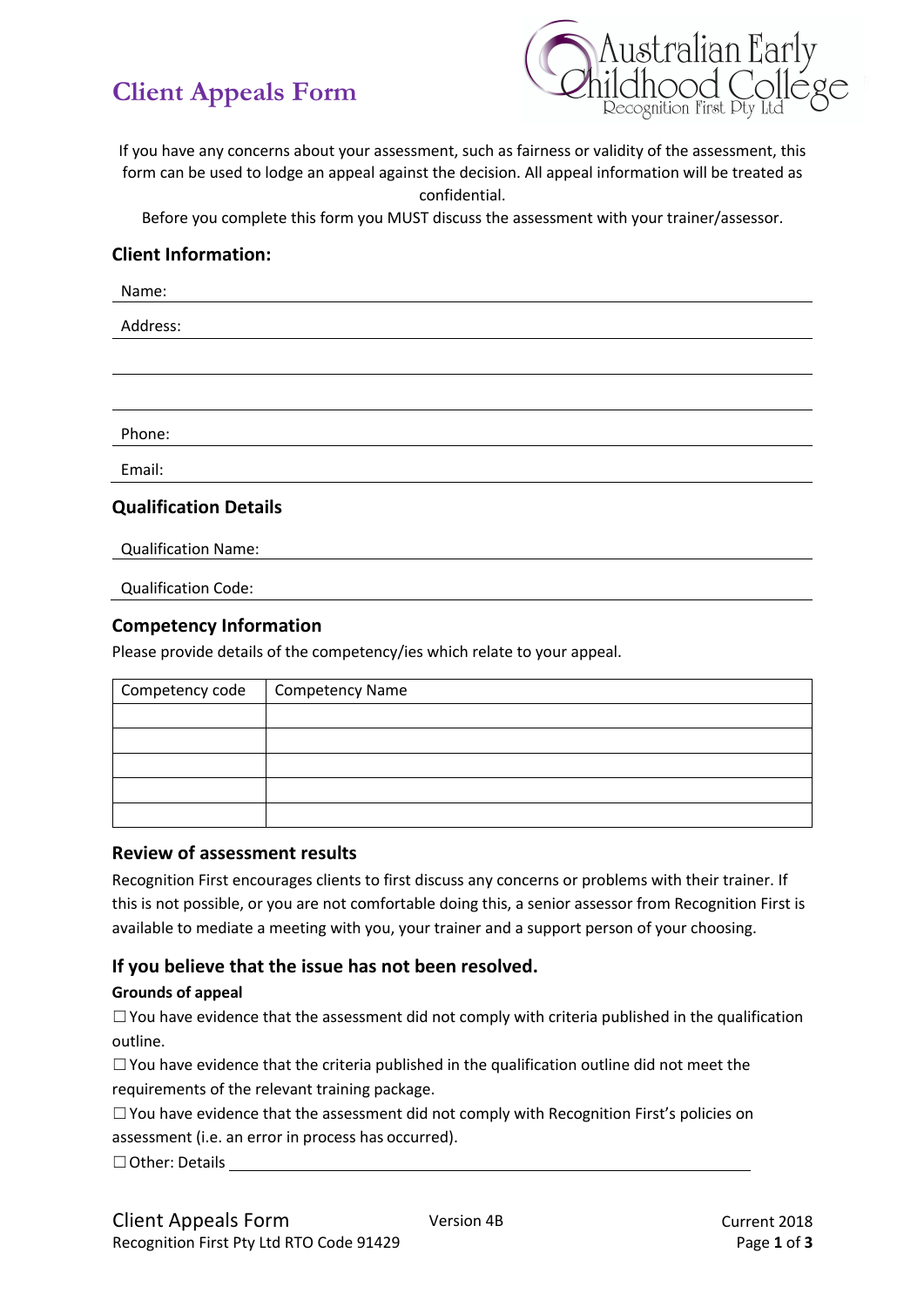# Client Appeals Form

Australian Early Childhood College
Recognition First Pty Ltd

If you have any concerns about your assessment, such as fairness or validity of the assessment, this form can be used to lodge an appeal against the decision. All appeal information will be treated as confidential.

Before you complete this form you MUST discuss the assessment with your trainer/assessor.

## Client Information:

Name: \_\_\_\_\_\_\_\_\_\_\_\_\_\_\_\_\_\_\_\_

Address: \_\_\_\_\_\_\_\_\_\_\_\_\_\_\_\_\_\_\_\_

\_\_\_\_\_\_\_\_\_\_\_\_\_\_\_\_\_\_\_\_

\_\_\_\_\_\_\_\_\_\_\_\_\_\_\_\_\_\_\_\_

Phone: \_\_\_\_\_\_\_\_\_\_\_\_\_\_\_\_\_\_\_\_

Email: \_\_\_\_\_\_\_\_\_\_\_\_\_\_\_\_\_\_\_\_

## Qualification Details

Qualification Name: \_\_\_\_\_\_\_\_\_\_\_\_\_\_\_\_\_\_\_\_

Qualification Code: \_\_\_\_\_\_\_\_\_\_\_\_\_\_\_\_\_\_\_\_

## Competency Information

Please provide details of the competency/ies which relate to your appeal.

| Competency code | Competency Name |
|---|---|
| | |
| | |
| | |
| | |
| | |

## Review of assessment results

Recognition First encourages clients to first discuss any concerns or problems with their trainer. If this is not possible, or you are not comfortable doing this, a senior assessor from Recognition First is available to mediate a meeting with you, your trainer and a support person of your choosing.

## If you believe that the issue has not been resolved.

**Grounds of appeal**

☐ You have evidence that the assessment did not comply with criteria published in the qualification outline.

☐ You have evidence that the criteria published in the qualification outline did not meet the requirements of the relevant training package.

☐ You have evidence that the assessment did not comply with Recognition First's policies on assessment (i.e. an error in process has occurred).

☐ Other: Details \_\_\_\_\_\_\_\_\_\_\_\_\_\_\_\_\_\_\_\_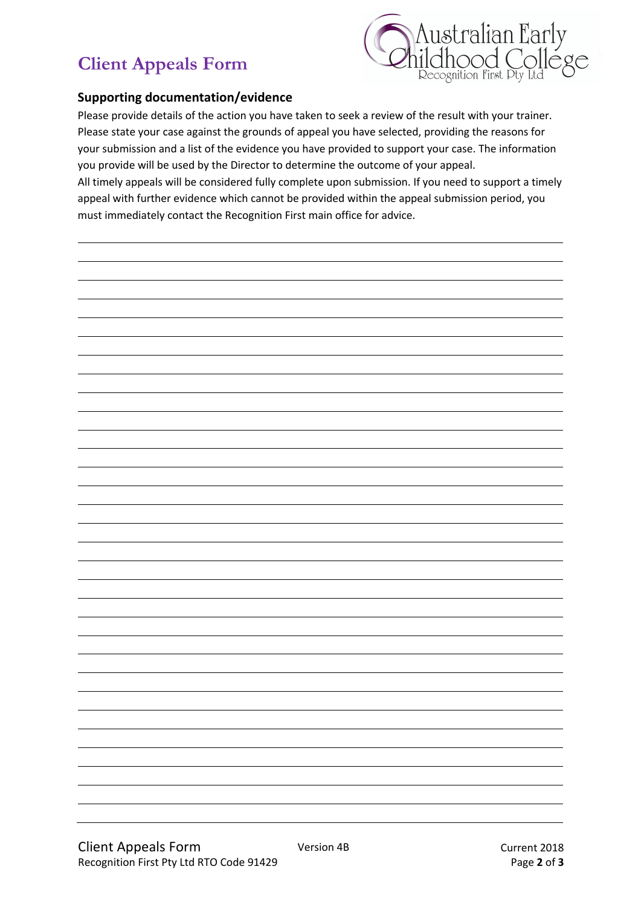# Client Appeals Form

## Supporting documentation/evidence

Please provide details of the action you have taken to seek a review of the result with your trainer. Please state your case against the grounds of appeal you have selected, providing the reasons for your submission and a list of the evidence you have provided to support your case. The information you provide will be used by the Director to determine the outcome of your appeal.

All timely appeals will be considered fully complete upon submission. If you need to support a timely appeal with further evidence which cannot be provided within the appeal submission period, you must immediately contact the Recognition First main office for advice.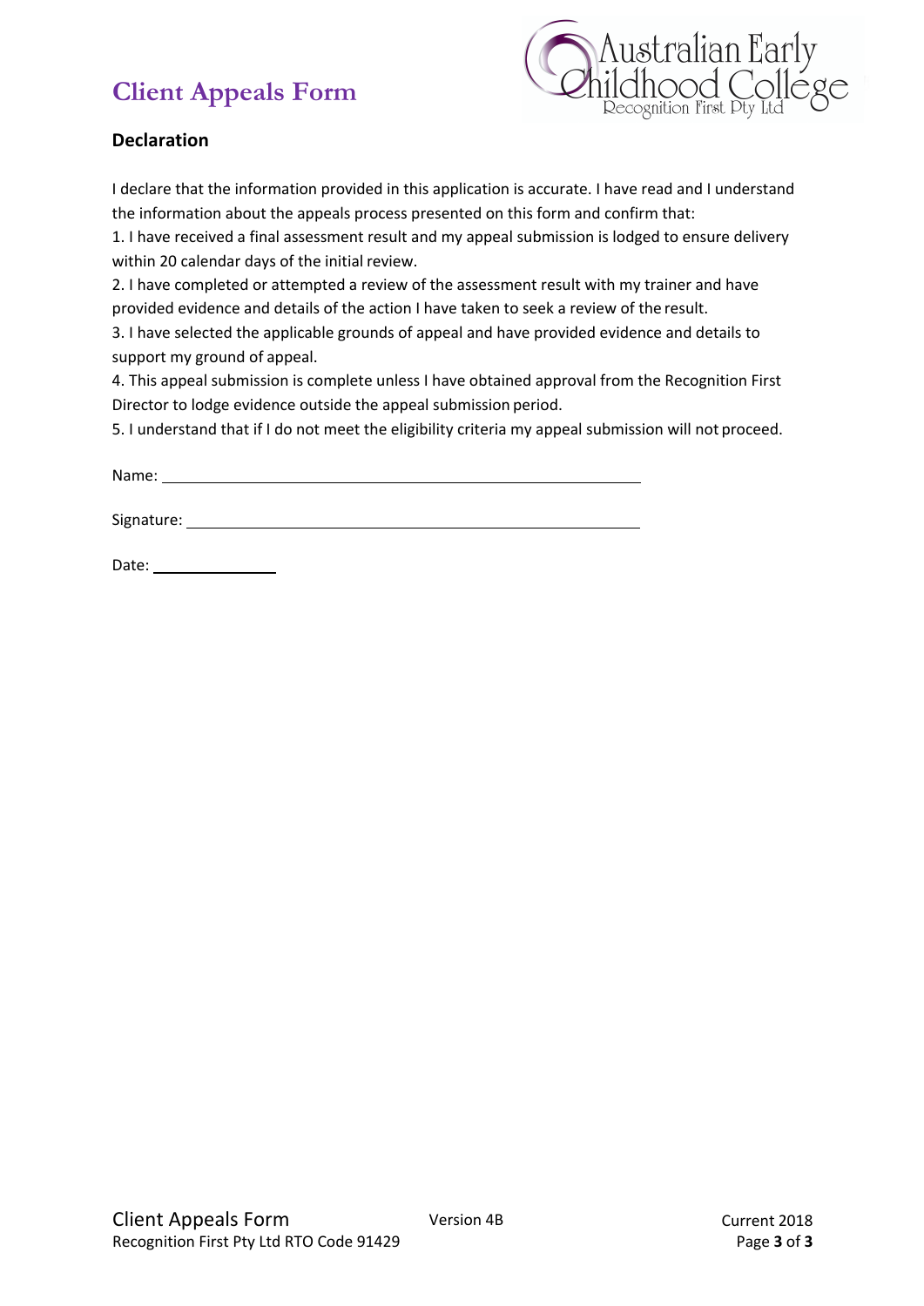# Client Appeals Form

## Declaration

I declare that the information provided in this application is accurate. I have read and I understand the information about the appeals process presented on this form and confirm that:

1. I have received a final assessment result and my appeal submission is lodged to ensure delivery within 20 calendar days of the initial review.
2. I have completed or attempted a review of the assessment result with my trainer and have provided evidence and details of the action I have taken to seek a review of the result.
3. I have selected the applicable grounds of appeal and have provided evidence and details to support my ground of appeal.
4. This appeal submission is complete unless I have obtained approval from the Recognition First Director to lodge evidence outside the appeal submission period.
5. I understand that if I do not meet the eligibility criteria my appeal submission will not proceed.

Name: ______________________________________________

Signature: ___________________________________________

Date: _______________